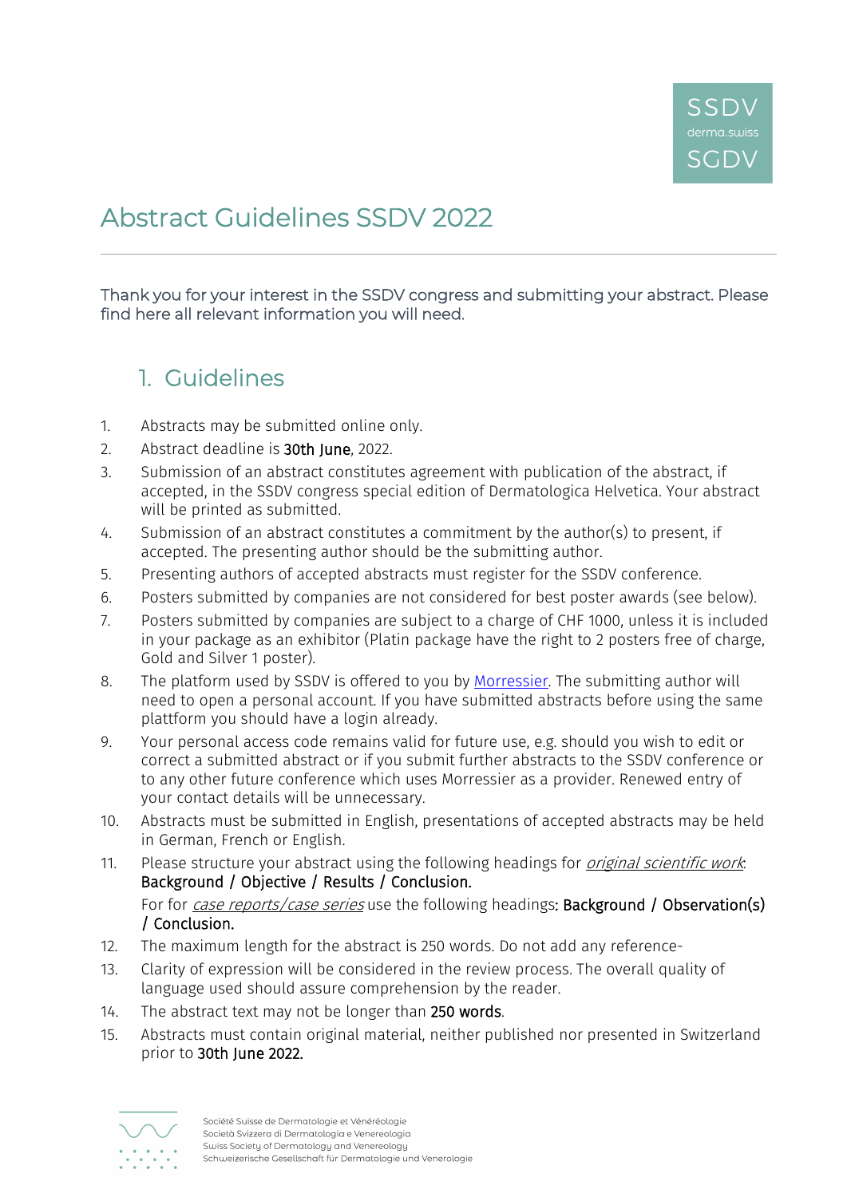# Abstract Guidelines SSDV 2022

Thank you for your interest in the SSDV congress and submitting your abstract. Please find here all relevant information you will need.

## 1. Guidelines

1. Abstracts may be submitted online only.
2. Abstract deadline is **30th June**, 2022.
3. Submission of an abstract constitutes agreement with publication of the abstract, if accepted, in the SSDV congress special edition of Dermatologica Helvetica. Your abstract will be printed as submitted.
4. Submission of an abstract constitutes a commitment by the author(s) to present, if accepted. The presenting author should be the submitting author.
5. Presenting authors of accepted abstracts must register for the SSDV conference.
6. Posters submitted by companies are not considered for best poster awards (see below).
7. Posters submitted by companies are subject to a charge of CHF 1000, unless it is included in your package as an exhibitor (Platin package have the right to 2 posters free of charge, Gold and Silver 1 poster).
8. The platform used by SSDV is offered to you by [Morressier](). The submitting author will need to open a personal account. If you have submitted abstracts before using the same plattform you should have a login already.
9. Your personal access code remains valid for future use, e.g. should you wish to edit or correct a submitted abstract or if you submit further abstracts to the SSDV conference or to any other future conference which uses Morressier as a provider. Renewed entry of your contact details will be unnecessary.
10. Abstracts must be submitted in English, presentations of accepted abstracts may be held in German, French or English.
11. Please structure your abstract using the following headings for *original scientific work*: **Background / Objective / Results / Conclusion.**
    For for *case reports/case series* use the following headings: **Background / Observation(s) / Conclusion.**
12. The maximum length for the abstract is 250 words. Do not add any reference-
13. Clarity of expression will be considered in the review process. The overall quality of language used should assure comprehension by the reader.
14. The abstract text may not be longer than **250 words**.
15. Abstracts must contain original material, neither published nor presented in Switzerland prior to **30th June 2022.**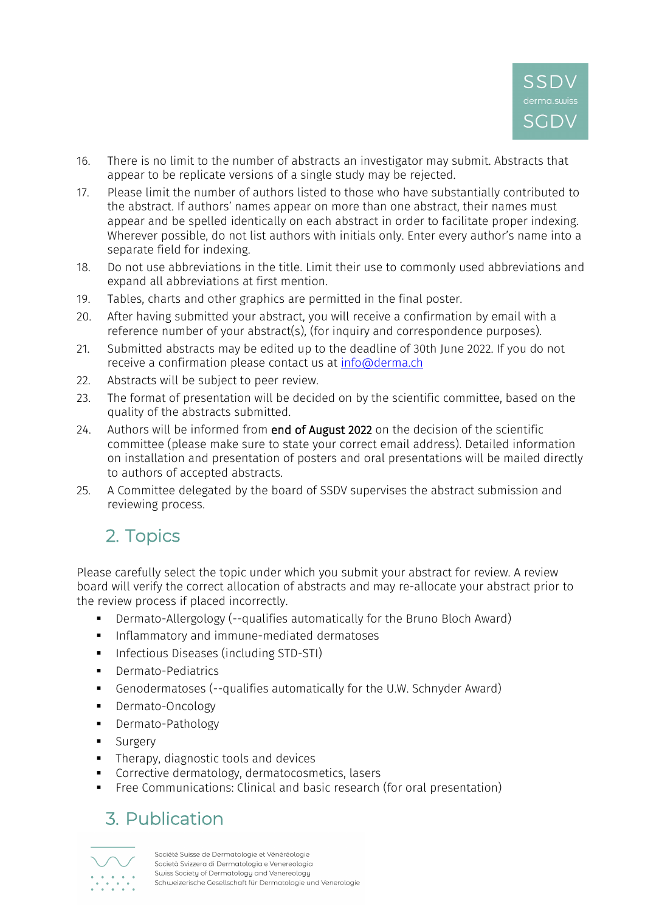16. There is no limit to the number of abstracts an investigator may submit. Abstracts that appear to be replicate versions of a single study may be rejected.
17. Please limit the number of authors listed to those who have substantially contributed to the abstract. If authors' names appear on more than one abstract, their names must appear and be spelled identically on each abstract in order to facilitate proper indexing. Wherever possible, do not list authors with initials only. Enter every author's name into a separate field for indexing.
18. Do not use abbreviations in the title. Limit their use to commonly used abbreviations and expand all abbreviations at first mention.
19. Tables, charts and other graphics are permitted in the final poster.
20. After having submitted your abstract, you will receive a confirmation by email with a reference number of your abstract(s), (for inquiry and correspondence purposes).
21. Submitted abstracts may be edited up to the deadline of 30th June 2022. If you do not receive a confirmation please contact us at info@derma.ch
22. Abstracts will be subject to peer review.
23. The format of presentation will be decided on by the scientific committee, based on the quality of the abstracts submitted.
24. Authors will be informed from end of August 2022 on the decision of the scientific committee (please make sure to state your correct email address). Detailed information on installation and presentation of posters and oral presentations will be mailed directly to authors of accepted abstracts.
25. A Committee delegated by the board of SSDV supervises the abstract submission and reviewing process.

## 2. Topics

Please carefully select the topic under which you submit your abstract for review. A review board will verify the correct allocation of abstracts and may re-allocate your abstract prior to the review process if placed incorrectly.

- Dermato-Allergology (--qualifies automatically for the Bruno Bloch Award)
- Inflammatory and immune-mediated dermatoses
- Infectious Diseases (including STD-STI)
- Dermato-Pediatrics
- Genodermatoses (--qualifies automatically for the U.W. Schnyder Award)
- Dermato-Oncology
- Dermato-Pathology
- Surgery
- Therapy, diagnostic tools and devices
- Corrective dermatology, dermatocosmetics, lasers
- Free Communications: Clinical and basic research (for oral presentation)

## 3. Publication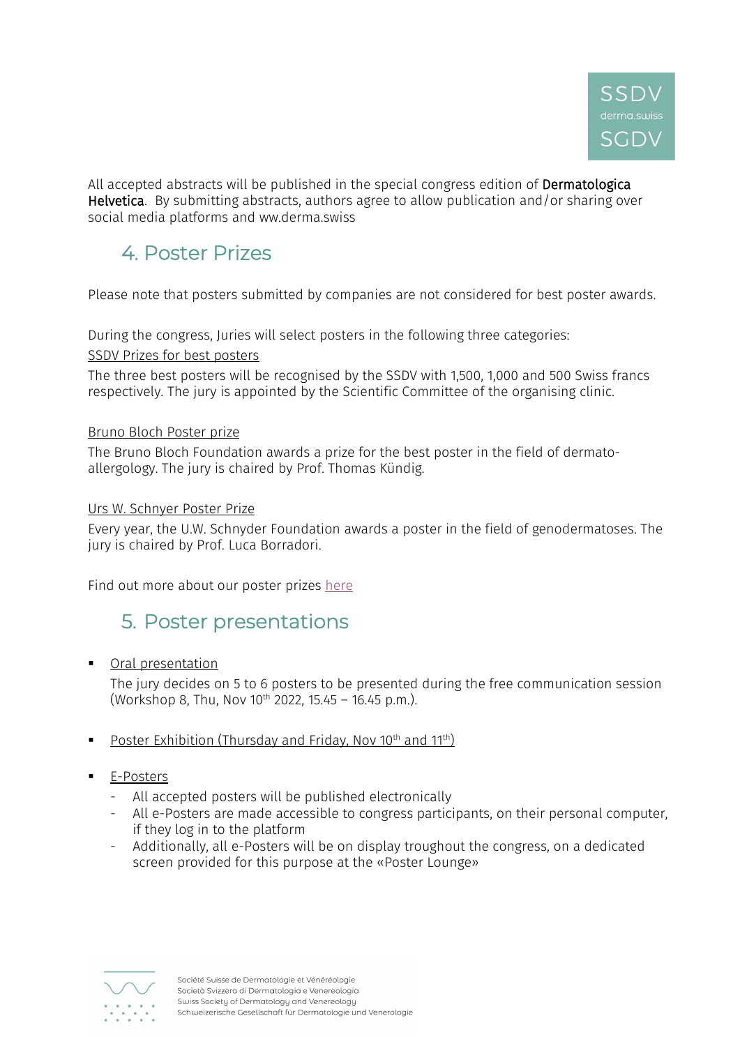All accepted abstracts will be published in the special congress edition of **Dermatologica Helvetica**. By submitting abstracts, authors agree to allow publication and/or sharing over social media platforms and ww.derma.swiss

## 4. Poster Prizes

Please note that posters submitted by companies are not considered for best poster awards.

During the congress, Juries will select posters in the following three categories:

SSDV Prizes for best posters

The three best posters will be recognised by the SSDV with 1,500, 1,000 and 500 Swiss francs respectively. The jury is appointed by the Scientific Committee of the organising clinic.

Bruno Bloch Poster prize

The Bruno Bloch Foundation awards a prize for the best poster in the field of dermato-allergology. The jury is chaired by Prof. Thomas Kündig.

Urs W. Schnyer Poster Prize

Every year, the U.W. Schnyder Foundation awards a poster in the field of genodermatoses. The jury is chaired by Prof. Luca Borradori.

Find out more about our poster prizes here

## 5. Poster presentations

- Oral presentation

  The jury decides on 5 to 6 posters to be presented during the free communication session (Workshop 8, Thu, Nov 10th 2022, 15.45 – 16.45 p.m.).

- Poster Exhibition (Thursday and Friday, Nov 10th and 11th)

- E-Posters
  - All accepted posters will be published electronically
  - All e-Posters are made accessible to congress participants, on their personal computer, if they log in to the platform
  - Additionally, all e-Posters will be on display troughout the congress, on a dedicated screen provided for this purpose at the «Poster Lounge»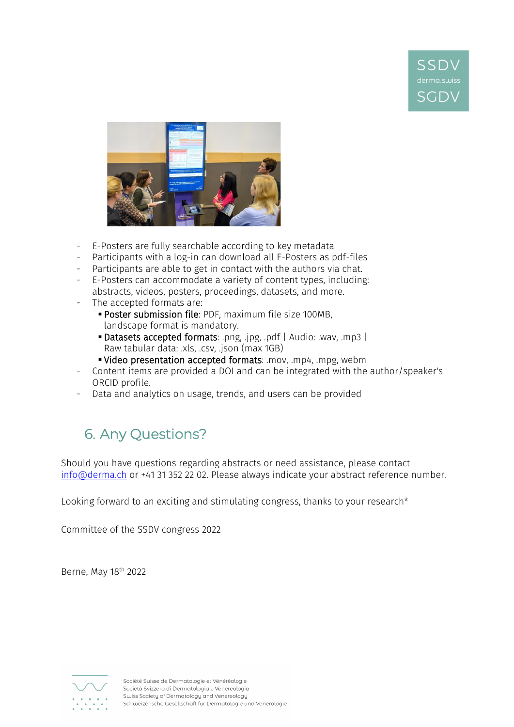- E-Posters are fully searchable according to key metadata
- Participants with a log-in can download all E-Posters as pdf-files
- Participants are able to get in contact with the authors via chat.
- E-Posters can accommodate a variety of content types, including: abstracts, videos, posters, proceedings, datasets, and more.
- The accepted formats are:
  - **Poster submission file**: PDF, maximum file size 100MB, landscape format is mandatory.
  - **Datasets accepted formats**: .png, .jpg, .pdf | Audio: .wav, .mp3 | Raw tabular data: .xls, .csv, .json (max 1GB)
  - **Video presentation accepted formats**: .mov, .mp4, .mpg, webm
- Content items are provided a DOI and can be integrated with the author/speaker's ORCID profile.
- Data and analytics on usage, trends, and users can be provided

## 6. Any Questions?

Should you have questions regarding abstracts or need assistance, please contact info@derma.ch or +41 31 352 22 02. Please always indicate your abstract reference number.

Looking forward to an exciting and stimulating congress, thanks to your research*

Committee of the SSDV congress 2022

Berne, May 18th 2022